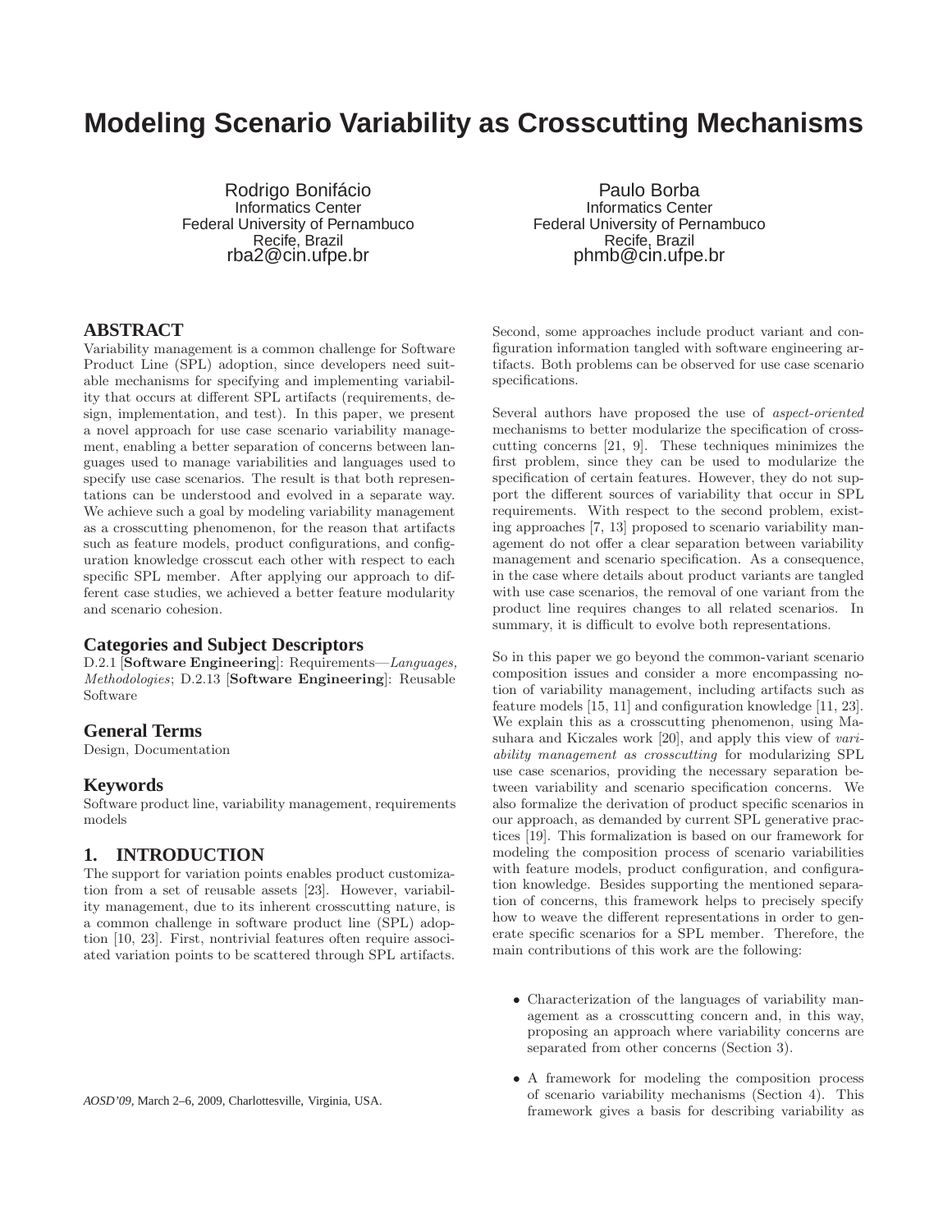／# Modeling Scenario Variability as Crosscutting Mechanisms

Rodrigo Bonifácio
Informatics Center
Federal University of Pernambuco
Recife, Brazil
rba2@cin.ufpe.br

Paulo Borba
Informatics Center
Federal University of Pernambuco
Recife, Brazil
phmb@cin.ufpe.br

## ABSTRACT

Variability management is a common challenge for Software Product Line (SPL) adoption, since developers need suitable mechanisms for specifying and implementing variability that occurs at different SPL artifacts (requirements, design, implementation, and test). In this paper, we present a novel approach for use case scenario variability management, enabling a better separation of concerns between languages used to manage variabilities and languages used to specify use case scenarios. The result is that both representations can be understood and evolved in a separate way. We achieve such a goal by modeling variability management as a crosscutting phenomenon, for the reason that artifacts such as feature models, product configurations, and configuration knowledge crosscut each other with respect to each specific SPL member. After applying our approach to different case studies, we achieved a better feature modularity and scenario cohesion.

### Categories and Subject Descriptors

D.2.1 [**Software Engineering**]: Requirements—*Languages, Methodologies*; D.2.13 [**Software Engineering**]: Reusable Software

### General Terms

Design, Documentation

### Keywords

Software product line, variability management, requirements models

## 1. INTRODUCTION

The support for variation points enables product customization from a set of reusable assets [23]. However, variability management, due to its inherent crosscutting nature, is a common challenge in software product line (SPL) adoption [10, 23]. First, nontrivial features often require associated variation points to be scattered through SPL artifacts. Second, some approaches include product variant and configuration information tangled with software engineering artifacts. Both problems can be observed for use case scenario specifications.

Several authors have proposed the use of *aspect-oriented* mechanisms to better modularize the specification of crosscutting concerns [21, 9]. These techniques minimizes the first problem, since they can be used to modularize the specification of certain features. However, they do not support the different sources of variability that occur in SPL requirements. With respect to the second problem, existing approaches [7, 13] proposed to scenario variability management do not offer a clear separation between variability management and scenario specification. As a consequence, in the case where details about product variants are tangled with use case scenarios, the removal of one variant from the product line requires changes to all related scenarios. In summary, it is difficult to evolve both representations.

So in this paper we go beyond the common-variant scenario composition issues and consider a more encompassing notion of variability management, including artifacts such as feature models [15, 11] and configuration knowledge [11, 23]. We explain this as a crosscutting phenomenon, using Masuhara and Kiczales work [20], and apply this view of *variability management as crosscutting* for modularizing SPL use case scenarios, providing the necessary separation between variability and scenario specification concerns. We also formalize the derivation of product specific scenarios in our approach, as demanded by current SPL generative practices [19]. This formalization is based on our framework for modeling the composition process of scenario variabilities with feature models, product configuration, and configuration knowledge. Besides supporting the mentioned separation of concerns, this framework helps to precisely specify how to weave the different representations in order to generate specific scenarios for a SPL member. Therefore, the main contributions of this work are the following:

- Characterization of the languages of variability management as a crosscutting concern and, in this way, proposing an approach where variability concerns are separated from other concerns (Section 3).
- A framework for modeling the composition process of scenario variability mechanisms (Section 4). This framework gives a basis for describing variability as

*AOSD'09*, March 2–6, 2009, Charlottesville, Virginia, USA.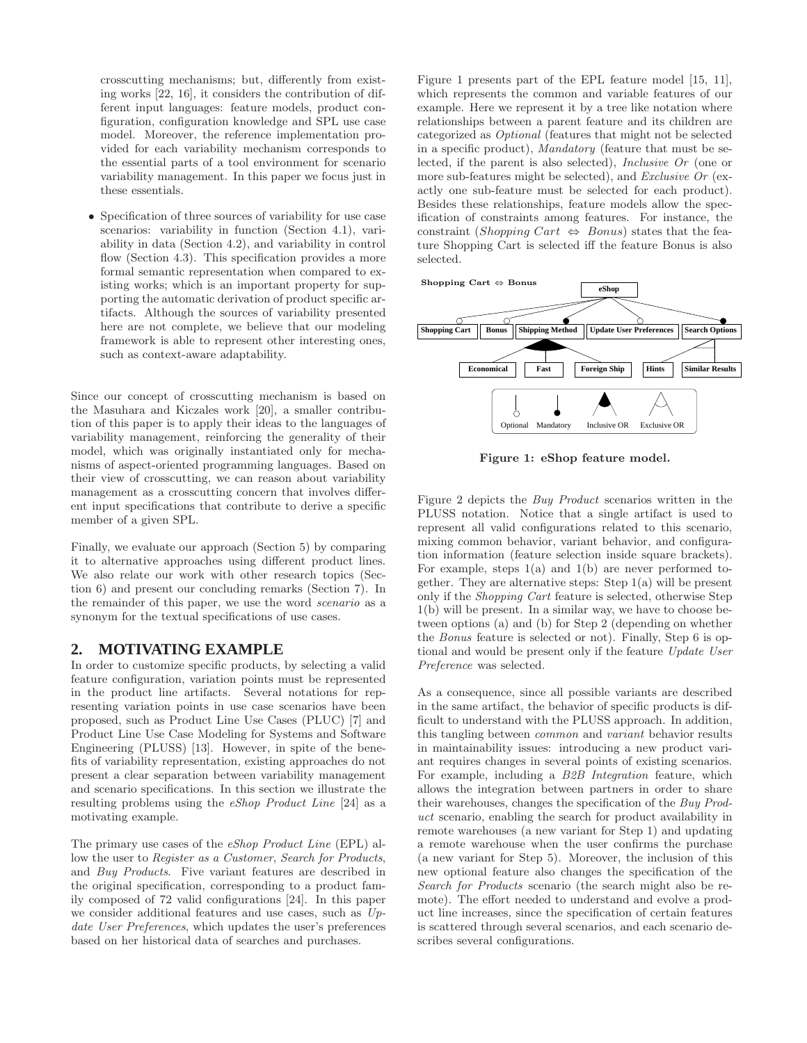crosscutting mechanisms; but, differently from existing works [22, 16], it considers the contribution of different input languages: feature models, product configuration, configuration knowledge and SPL use case model. Moreover, the reference implementation provided for each variability mechanism corresponds to the essential parts of a tool environment for scenario variability management. In this paper we focus just in these essentials.

- Specification of three sources of variability for use case scenarios: variability in function (Section 4.1), variability in data (Section 4.2), and variability in control flow (Section 4.3). This specification provides a more formal semantic representation when compared to existing works; which is an important property for supporting the automatic derivation of product specific artifacts. Although the sources of variability presented here are not complete, we believe that our modeling framework is able to represent other interesting ones, such as context-aware adaptability.

Since our concept of crosscutting mechanism is based on the Masuhara and Kiczales work [20], a smaller contribution of this paper is to apply their ideas to the languages of variability management, reinforcing the generality of their model, which was originally instantiated only for mechanisms of aspect-oriented programming languages. Based on their view of crosscutting, we can reason about variability management as a crosscutting concern that involves different input specifications that contribute to derive a specific member of a given SPL.

Finally, we evaluate our approach (Section 5) by comparing it to alternative approaches using different product lines. We also relate our work with other research topics (Section 6) and present our concluding remarks (Section 7). In the remainder of this paper, we use the word *scenario* as a synonym for the textual specifications of use cases.

## 2. MOTIVATING EXAMPLE

In order to customize specific products, by selecting a valid feature configuration, variation points must be represented in the product line artifacts. Several notations for representing variation points in use case scenarios have been proposed, such as Product Line Use Cases (PLUC) [7] and Product Line Use Case Modeling for Systems and Software Engineering (PLUSS) [13]. However, in spite of the benefits of variability representation, existing approaches do not present a clear separation between variability management and scenario specifications. In this section we illustrate the resulting problems using the *eShop Product Line* [24] as a motivating example.

The primary use cases of the *eShop Product Line* (EPL) allow the user to *Register as a Customer*, *Search for Products*, and *Buy Products*. Five variant features are described in the original specification, corresponding to a product family composed of 72 valid configurations [24]. In this paper we consider additional features and use cases, such as *Update User Preferences*, which updates the user's preferences based on her historical data of searches and purchases.

Figure 1 presents part of the EPL feature model [15, 11], which represents the common and variable features of our example. Here we represent it by a tree like notation where relationships between a parent feature and its children are categorized as *Optional* (features that might not be selected in a specific product), *Mandatory* (feature that must be selected, if the parent is also selected), *Inclusive Or* (one or more sub-features might be selected), and *Exclusive Or* (exactly one sub-feature must be selected for each product). Besides these relationships, feature models allow the specification of constraints among features. For instance, the constraint (*Shopping Cart* $\Leftrightarrow$ *Bonus*) states that the feature Shopping Cart is selected iff the feature Bonus is also selected.

**Shopping Cart ⇔ Bonus**

eShop; Shopping Cart; Bonus; Shipping Method; Update User Preferences; Search Options; Economical; Fast; Foreign Ship; Hints; Similar Results

Optional, Mandatory, Inclusive OR, Exclusive OR

**Figure 1: eShop feature model.**

Figure 2 depicts the *Buy Product* scenarios written in the PLUSS notation. Notice that a single artifact is used to represent all valid configurations related to this scenario, mixing common behavior, variant behavior, and configuration information (feature selection inside square brackets). For example, steps 1(a) and 1(b) are never performed together. They are alternative steps: Step 1(a) will be present only if the *Shopping Cart* feature is selected, otherwise Step 1(b) will be present. In a similar way, we have to choose between options (a) and (b) for Step 2 (depending on whether the *Bonus* feature is selected or not). Finally, Step 6 is optional and would be present only if the feature *Update User Preference* was selected.

As a consequence, since all possible variants are described in the same artifact, the behavior of specific products is difficult to understand with the PLUSS approach. In addition, this tangling between *common* and *variant* behavior results in maintainability issues: introducing a new product variant requires changes in several points of existing scenarios. For example, including a *B2B Integration* feature, which allows the integration between partners in order to share their warehouses, changes the specification of the *Buy Product* scenario, enabling the search for product availability in remote warehouses (a new variant for Step 1) and updating a remote warehouse when the user confirms the purchase (a new variant for Step 5). Moreover, the inclusion of this new optional feature also changes the specification of the *Search for Products* scenario (the search might also be remote). The effort needed to understand and evolve a product line increases, since the specification of certain features is scattered through several scenarios, and each scenario describes several configurations.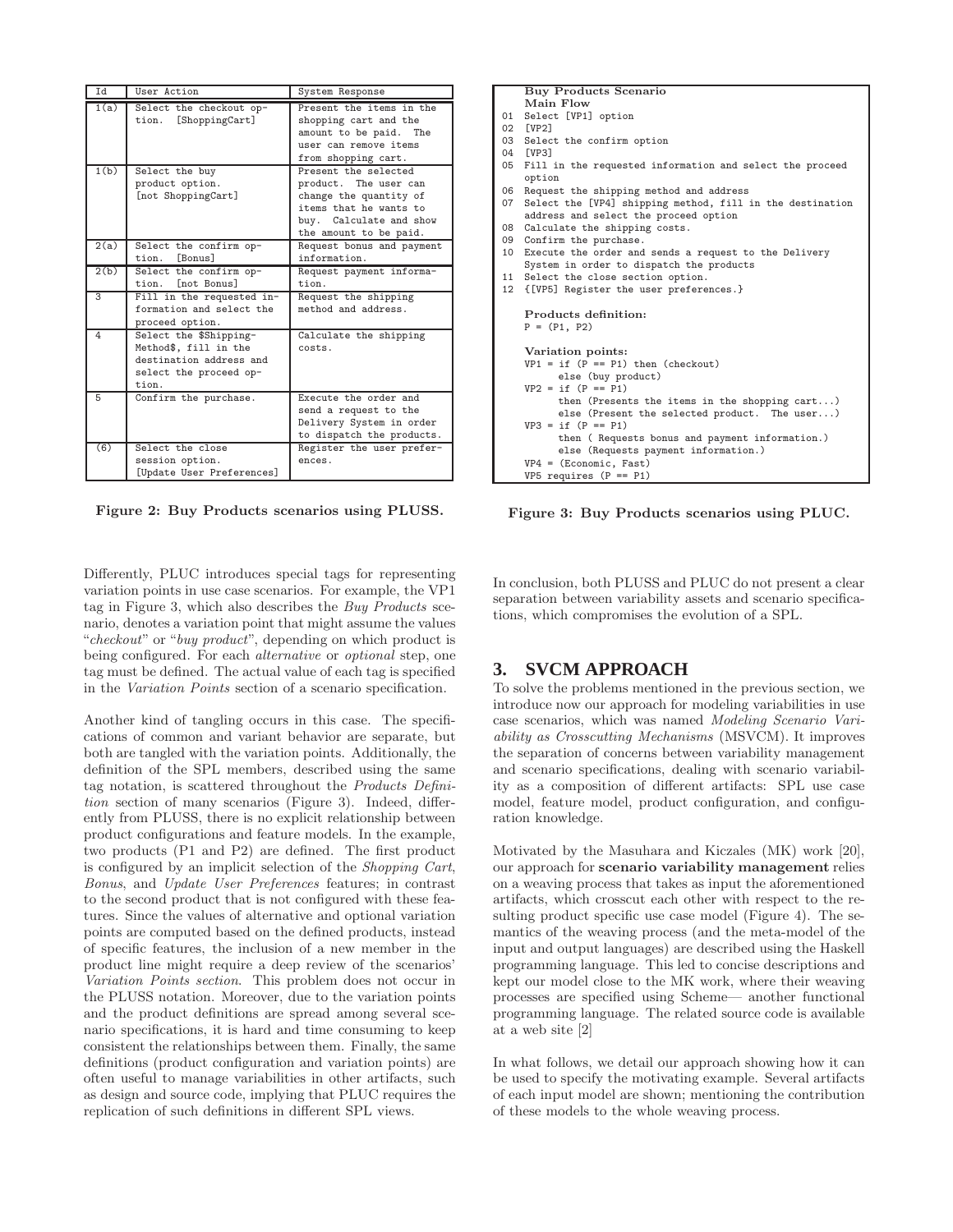| Id | User Action | System Response |
|---|---|---|
| 1(a) | Select the checkout option. [ShoppingCart] | Present the items in the shopping cart and the amount to be paid. The user can remove items from shopping cart. |
| 1(b) | Select the buy product option. [not ShoppingCart] | Present the selected product. The user can change the quantity of items that he wants to buy. Calculate and show the amount to be paid. |
| 2(a) | Select the confirm option. [Bonus] | Request bonus and payment information. |
| 2(b) | Select the confirm option. [not Bonus] | Request payment information. |
| 3 | Fill in the requested information and select the proceed option. | Request the shipping method and address. |
| 4 | Select the $Shipping-Method$, fill in the destination address and select the proceed option. | Calculate the shipping costs. |
| 5 | Confirm the purchase. | Execute the order and send a request to the Delivery System in order to dispatch the products. |
| (6) | Select the close session option. [Update User Preferences] | Register the user preferences. |

**Figure 2: Buy Products scenarios using PLUSS.**

```
Buy Products Scenario
Main Flow
01 Select [VP1] option
02 [VP2]
03 Select the confirm option
04 [VP3]
05 Fill in the requested information and select the proceed
   option
06 Request the shipping method and address
07 Select the [VP4] shipping method, fill in the destination
   address and select the proceed option
08 Calculate the shipping costs.
09 Confirm the purchase.
10 Execute the order and sends a request to the Delivery
   System in order to dispatch the products
11 Select the close section option.
12 {[VP5] Register the user preferences.}

Products definition:
P = (P1, P2)

Variation points:
VP1 = if (P == P1) then (checkout)
      else (buy product)
VP2 = if (P == P1)
      then (Presents the items in the shopping cart...)
      else (Present the selected product. The user...)
VP3 = if (P == P1)
      then ( Requests bonus and payment information.)
      else (Requests payment information.)
VP4 = (Economic, Fast)
VP5 requires (P == P1)
```

**Figure 3: Buy Products scenarios using PLUC.**

Differently, PLUC introduces special tags for representing variation points in use case scenarios. For example, the VP1 tag in Figure 3, which also describes the *Buy Products* scenario, denotes a variation point that might assume the values "*checkout*" or "*buy product*", depending on which product is being configured. For each *alternative* or *optional* step, one tag must be defined. The actual value of each tag is specified in the *Variation Points* section of a scenario specification.

Another kind of tangling occurs in this case. The specifications of common and variant behavior are separate, but both are tangled with the variation points. Additionally, the definition of the SPL members, described using the same tag notation, is scattered throughout the *Products Definition* section of many scenarios (Figure 3). Indeed, differently from PLUSS, there is no explicit relationship between product configurations and feature models. In the example, two products (P1 and P2) are defined. The first product is configured by an implicit selection of the *Shopping Cart*, *Bonus*, and *Update User Preferences* features; in contrast to the second product that is not configured with these features. Since the values of alternative and optional variation points are computed based on the defined products, instead of specific features, the inclusion of a new member in the product line might require a deep review of the scenarios' *Variation Points section*. This problem does not occur in the PLUSS notation. Moreover, due to the variation points and the product definitions are spread among several scenario specifications, it is hard and time consuming to keep consistent the relationships between them. Finally, the same definitions (product configuration and variation points) are often useful to manage variabilities in other artifacts, such as design and source code, implying that PLUC requires the replication of such definitions in different SPL views.

In conclusion, both PLUSS and PLUC do not present a clear separation between variability assets and scenario specifications, which compromises the evolution of a SPL.

## 3. SVCM APPROACH

To solve the problems mentioned in the previous section, we introduce now our approach for modeling variabilities in use case scenarios, which was named *Modeling Scenario Variability as Crosscutting Mechanisms* (MSVCM). It improves the separation of concerns between variability management and scenario specifications, dealing with scenario variability as a composition of different artifacts: SPL use case model, feature model, product configuration, and configuration knowledge.

Motivated by the Masuhara and Kiczales (MK) work [20], our approach for **scenario variability management** relies on a weaving process that takes as input the aforementioned artifacts, which crosscut each other with respect to the resulting product specific use case model (Figure 4). The semantics of the weaving process (and the meta-model of the input and output languages) are described using the Haskell programming language. This led to concise descriptions and kept our model close to the MK work, where their weaving processes are specified using Scheme— another functional programming language. The related source code is available at a web site [2]

In what follows, we detail our approach showing how it can be used to specify the motivating example. Several artifacts of each input model are shown; mentioning the contribution of these models to the whole weaving process.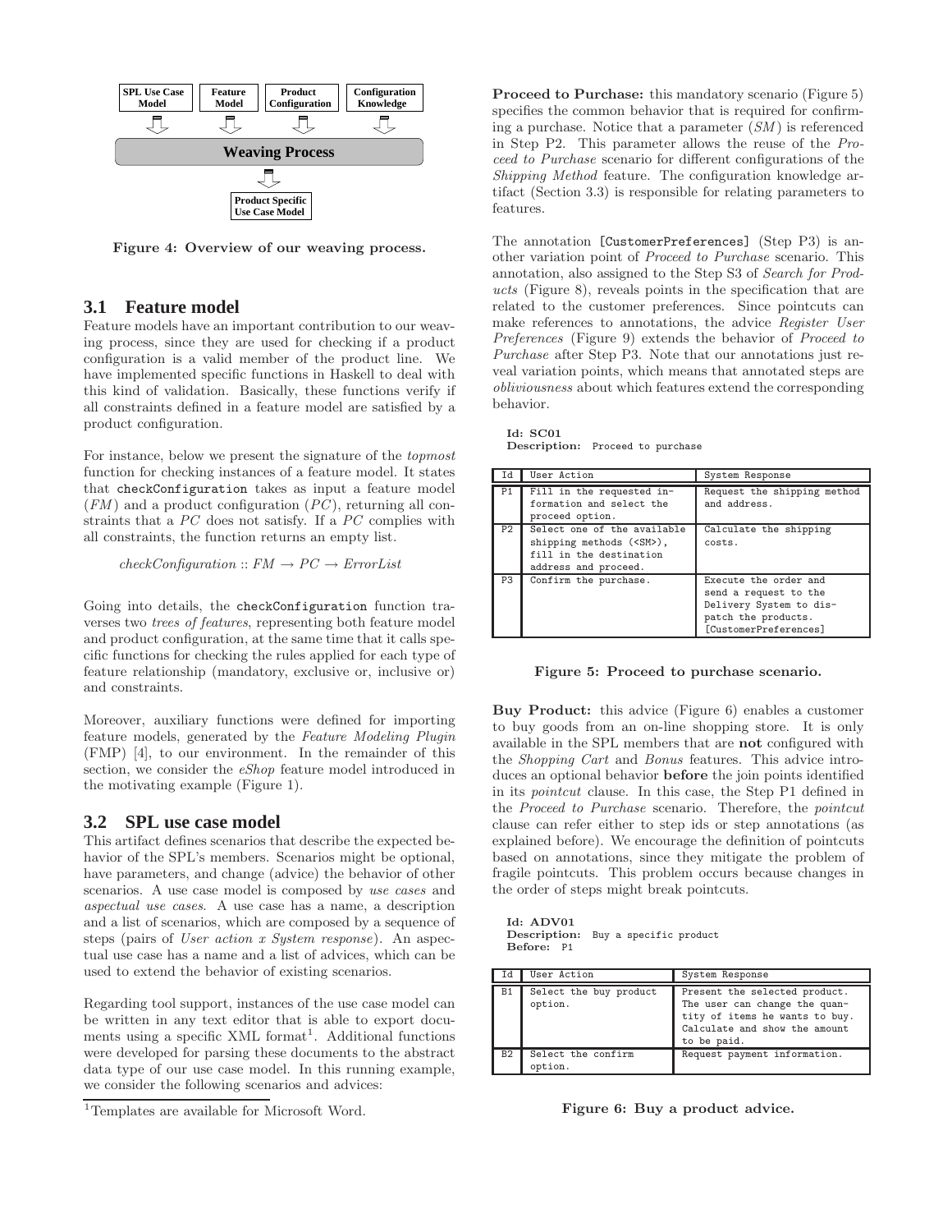SPL Use Case Model | Feature Model | Product Configuration | Configuration Knowledge → Weaving Process → Product Specific Use Case Model

Figure 4: Overview of our weaving process.

## 3.1 Feature model

Feature models have an important contribution to our weaving process, since they are used for checking if a product configuration is a valid member of the product line. We have implemented specific functions in Haskell to deal with this kind of validation. Basically, these functions verify if all constraints defined in a feature model are satisfied by a product configuration.

For instance, below we present the signature of the *topmost* function for checking instances of a feature model. It states that `checkConfiguration` takes as input a feature model (*FM*) and a product configuration (*PC*), returning all constraints that a *PC* does not satisfy. If a *PC* complies with all constraints, the function returns an empty list.

$$checkConfiguration :: FM \rightarrow PC \rightarrow ErrorList$$

Going into details, the `checkConfiguration` function traverses two *trees of features*, representing both feature model and product configuration, at the same time that it calls specific functions for checking the rules applied for each type of feature relationship (mandatory, exclusive or, inclusive or) and constraints.

Moreover, auxiliary functions were defined for importing feature models, generated by the *Feature Modeling Plugin* (FMP) [4], to our environment. In the remainder of this section, we consider the *eShop* feature model introduced in the motivating example (Figure 1).

## 3.2 SPL use case model

This artifact defines scenarios that describe the expected behavior of the SPL's members. Scenarios might be optional, have parameters, and change (advice) the behavior of other scenarios. A use case model is composed by *use cases* and *aspectual use cases*. A use case has a name, a description and a list of scenarios, which are composed by a sequence of steps (pairs of *User action x System response*). An aspectual use case has a name and a list of advices, which can be used to extend the behavior of existing scenarios.

Regarding tool support, instances of the use case model can be written in any text editor that is able to export documents using a specific XML format[1]. Additional functions were developed for parsing these documents to the abstract data type of our use case model. In this running example, we consider the following scenarios and advices:

[1]Templates are available for Microsoft Word.

**Proceed to Purchase:** this mandatory scenario (Figure 5) specifies the common behavior that is required for confirming a purchase. Notice that a parameter (*SM*) is referenced in Step P2. This parameter allows the reuse of the *Proceed to Purchase* scenario for different configurations of the *Shipping Method* feature. The configuration knowledge artifact (Section 3.3) is responsible for relating parameters to features.

The annotation `[CustomerPreferences]` (Step P3) is another variation point of *Proceed to Purchase* scenario. This annotation, also assigned to the Step S3 of *Search for Products* (Figure 8), reveals points in the specification that are related to the customer preferences. Since pointcuts can make references to annotations, the advice *Register User Preferences* (Figure 9) extends the behavior of *Proceed to Purchase* after Step P3. Note that our annotations just reveal variation points, which means that annotated steps are *obliviousness* about which features extend the corresponding behavior.

**Id: SC01**
**Description:** Proceed to purchase

| Id | User Action | System Response |
|---|---|---|
| P1 | Fill in the requested information and select the proceed option. | Request the shipping method and address. |
| P2 | Select one of the available shipping methods (<SM>), fill in the destination address and proceed. | Calculate the shipping costs. |
| P3 | Confirm the purchase. | Execute the order and send a request to the Delivery System to dispatch the products. [CustomerPreferences] |

Figure 5: Proceed to purchase scenario.

**Buy Product:** this advice (Figure 6) enables a customer to buy goods from an on-line shopping store. It is only available in the SPL members that are **not** configured with the *Shopping Cart* and *Bonus* features. This advice introduces an optional behavior **before** the join points identified in its *pointcut* clause. In this case, the Step P1 defined in the *Proceed to Purchase* scenario. Therefore, the *pointcut* clause can refer either to step ids or step annotations (as explained before). We encourage the definition of pointcuts based on annotations, since they mitigate the problem of fragile pointcuts. This problem occurs because changes in the order of steps might break pointcuts.

**Id: ADV01**
**Description:** Buy a specific product
**Before:** P1

| Id | User Action | System Response |
|---|---|---|
| B1 | Select the buy product option. | Present the selected product. The user can change the quantity of items he wants to buy. Calculate and show the amount to be paid. |
| B2 | Select the confirm option. | Request payment information. |

Figure 6: Buy a product advice.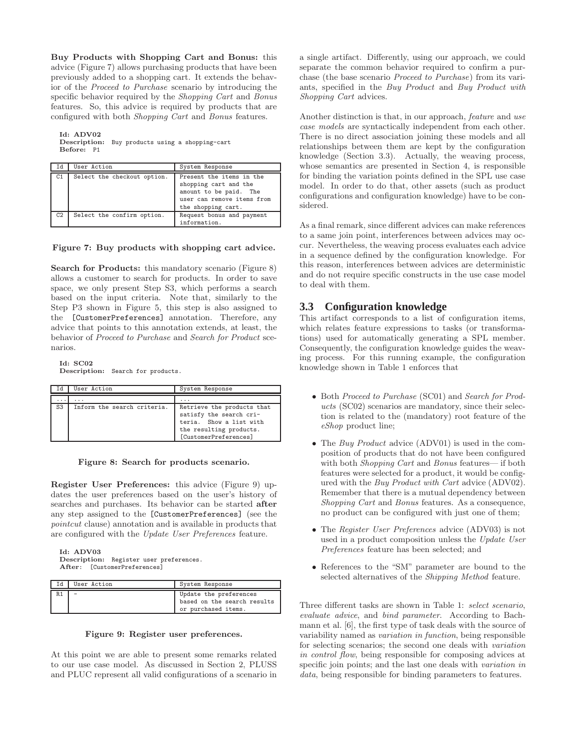**Buy Products with Shopping Cart and Bonus:** this advice (Figure 7) allows purchasing products that have been previously added to a shopping cart. It extends the behavior of the *Proceed to Purchase* scenario by introducing the specific behavior required by the *Shopping Cart* and *Bonus* features. So, this advice is required by products that are configured with both *Shopping Cart* and *Bonus* features.

**Id: ADV02**
**Description:** Buy products using a shopping-cart
**Before:** P1

| Id | User Action | System Response |
|---|---|---|
| C1 | Select the checkout option. | Present the items in the shopping cart and the amount to be paid. The user can remove items from the shopping cart. |
| C2 | Select the confirm option. | Request bonus and payment information. |

**Figure 7: Buy products with shopping cart advice.**

**Search for Products:** this mandatory scenario (Figure 8) allows a customer to search for products. In order to save space, we only present Step S3, which performs a search based on the input criteria. Note that, similarly to the Step P3 shown in Figure 5, this step is also assigned to the [CustomerPreferences] annotation. Therefore, any advice that points to this annotation extends, at least, the behavior of *Proceed to Purchase* and *Search for Product* scenarios.

**Id: SC02**
**Description:** Search for products.

| Id | User Action | System Response |
|---|---|---|
| ... | ... | ... |
| S3 | Inform the search criteria. | Retrieve the products that satisfy the search criteria. Show a list with the resulting products. [CustomerPreferences] |

**Figure 8: Search for products scenario.**

**Register User Preferences:** this advice (Figure 9) updates the user preferences based on the user's history of searches and purchases. Its behavior can be started **after** any step assigned to the [CustomerPreferences] (see the *pointcut* clause) annotation and is available in products that are configured with the *Update User Preferences* feature.

**Id: ADV03**
**Description:** Register user preferences.
**After:** [CustomerPreferences]

| Id | User Action | System Response |
|---|---|---|
| R1 | - | Update the preferences based on the search results or purchased items. |

**Figure 9: Register user preferences.**

At this point we are able to present some remarks related to our use case model. As discussed in Section 2, PLUSS and PLUC represent all valid configurations of a scenario in a single artifact. Differently, using our approach, we could separate the common behavior required to confirm a purchase (the base scenario *Proceed to Purchase*) from its variants, specified in the *Buy Product* and *Buy Product with Shopping Cart* advices.

Another distinction is that, in our approach, *feature* and *use case models* are syntactically independent from each other. There is no direct association joining these models and all relationships between them are kept by the configuration knowledge (Section 3.3). Actually, the weaving process, whose semantics are presented in Section 4, is responsible for binding the variation points defined in the SPL use case model. In order to do that, other assets (such as product configurations and configuration knowledge) have to be considered.

As a final remark, since different advices can make references to a same join point, interferences between advices may occur. Nevertheless, the weaving process evaluates each advice in a sequence defined by the configuration knowledge. For this reason, interferences between advices are deterministic and do not require specific constructs in the use case model to deal with them.

## 3.3 Configuration knowledge

This artifact corresponds to a list of configuration items, which relates feature expressions to tasks (or transformations) used for automatically generating a SPL member. Consequently, the configuration knowledge guides the weaving process. For this running example, the configuration knowledge shown in Table 1 enforces that

- Both *Proceed to Purchase* (SC01) and *Search for Products* (SC02) scenarios are mandatory, since their selection is related to the (mandatory) root feature of the *eShop* product line;
- The *Buy Product* advice (ADV01) is used in the composition of products that do not have been configured with both *Shopping Cart* and *Bonus* features— if both features were selected for a product, it would be configured with the *Buy Product with Cart* advice (ADV02). Remember that there is a mutual dependency between *Shopping Cart* and *Bonus* features. As a consequence, no product can be configured with just one of them;
- The *Register User Preferences* advice (ADV03) is not used in a product composition unless the *Update User Preferences* feature has been selected; and
- References to the "SM" parameter are bound to the selected alternatives of the *Shipping Method* feature.

Three different tasks are shown in Table 1: *select scenario*, *evaluate advice*, and *bind parameter*. According to Bachmann et al. [6], the first type of task deals with the source of variability named as *variation in function*, being responsible for selecting scenarios; the second one deals with *variation in control flow*, being responsible for composing advices at specific join points; and the last one deals with *variation in data*, being responsible for binding parameters to features.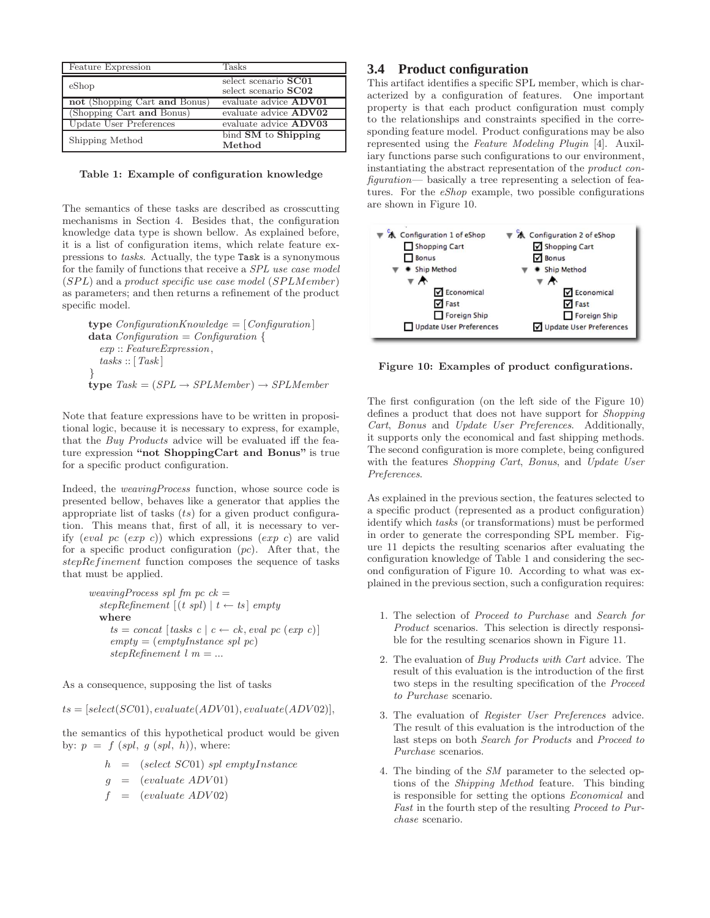| Feature Expression | Tasks |
|---|---|
| eShop | select scenario **SC01**<br>select scenario **SC02** |
| **not** (Shopping Cart **and** Bonus) | evaluate advice **ADV01** |
| (Shopping Cart **and** Bonus) | evaluate advice **ADV02** |
| Update User Preferences | evaluate advice **ADV03** |
| Shipping Method | bind **SM** to **Shipping Method** |

**Table 1: Example of configuration knowledge**

The semantics of these tasks are described as crosscutting mechanisms in Section 4. Besides that, the configuration knowledge data type is shown bellow. As explained before, it is a list of configuration items, which relate feature expressions to *tasks*. Actually, the type `Task` is a synonymous for the family of functions that receive a *SPL use case model* (*SPL*) and a *product specific use case model* (*SPLMember*) as parameters; and then returns a refinement of the product specific model.

```
type ConfigurationKnowledge = [Configuration]
data Configuration = Configuration {
  exp :: FeatureExpression,
  tasks :: [Task]
}
type Task = (SPL → SPLMember) → SPLMember
```

Note that feature expressions have to be written in propositional logic, because it is necessary to express, for example, that the *Buy Products* advice will be evaluated iff the feature expression **"not ShoppingCart and Bonus"** is true for a specific product configuration.

Indeed, the *weavingProcess* function, whose source code is presented bellow, behaves like a generator that applies the appropriate list of tasks ($ts$) for a given product configuration. This means that, first of all, it is necessary to verify ($eval\ pc\ (exp\ c)$) which expressions ($exp\ c$) are valid for a specific product configuration ($pc$). After that, the $stepRefinement$ function composes the sequence of tasks that must be applied.

```
weavingProcess spl fm pc ck =
  stepRefinement [(t spl) | t ← ts] empty
  where
    ts = concat [tasks c | c ← ck, eval pc (exp c)]
    empty = (emptyInstance spl pc)
    stepRefinement l m = ...
```

As a consequence, supposing the list of tasks

$$ts = [select(SC01), evaluate(ADV01), evaluate(ADV02)],$$

the semantics of this hypothetical product would be given by: $p\ =\ f\ (spl,\ g\ (spl,\ h))$, where:

$$h = (select\ SC01)\ spl\ emptyInstance$$
$$g = (evaluate\ ADV01)$$
$$f = (evaluate\ ADV02)$$

### 3.4 Product configuration

This artifact identifies a specific SPL member, which is characterized by a configuration of features. One important property is that each product configuration must comply to the relationships and constraints specified in the corresponding feature model. Product configurations may be also represented using the *Feature Modeling Plugin* [4]. Auxiliary functions parse such configurations to our environment, instantiating the abstract representation of the *product configuration*— basically a tree representing a selection of features. For the *eShop* example, two possible configurations are shown in Figure 10.

**Figure 10: Examples of product configurations.**

The first configuration (on the left side of the Figure 10) defines a product that does not have support for *Shopping Cart*, *Bonus* and *Update User Preferences*. Additionally, it supports only the economical and fast shipping methods. The second configuration is more complete, being configured with the features *Shopping Cart*, *Bonus*, and *Update User Preferences*.

As explained in the previous section, the features selected to a specific product (represented as a product configuration) identify which *tasks* (or transformations) must be performed in order to generate the corresponding SPL member. Figure 11 depicts the resulting scenarios after evaluating the configuration knowledge of Table 1 and considering the second configuration of Figure 10. According to what was explained in the previous section, such a configuration requires:

1. The selection of *Proceed to Purchase* and *Search for Product* scenarios. This selection is directly responsible for the resulting scenarios shown in Figure 11.
2. The evaluation of *Buy Products with Cart* advice. The result of this evaluation is the introduction of the first two steps in the resulting specification of the *Proceed to Purchase* scenario.
3. The evaluation of *Register User Preferences* advice. The result of this evaluation is the introduction of the last steps on both *Search for Products* and *Proceed to Purchase* scenarios.
4. The binding of the *SM* parameter to the selected options of the *Shipping Method* feature. This binding is responsible for setting the options *Economical* and *Fast* in the fourth step of the resulting *Proceed to Purchase* scenario.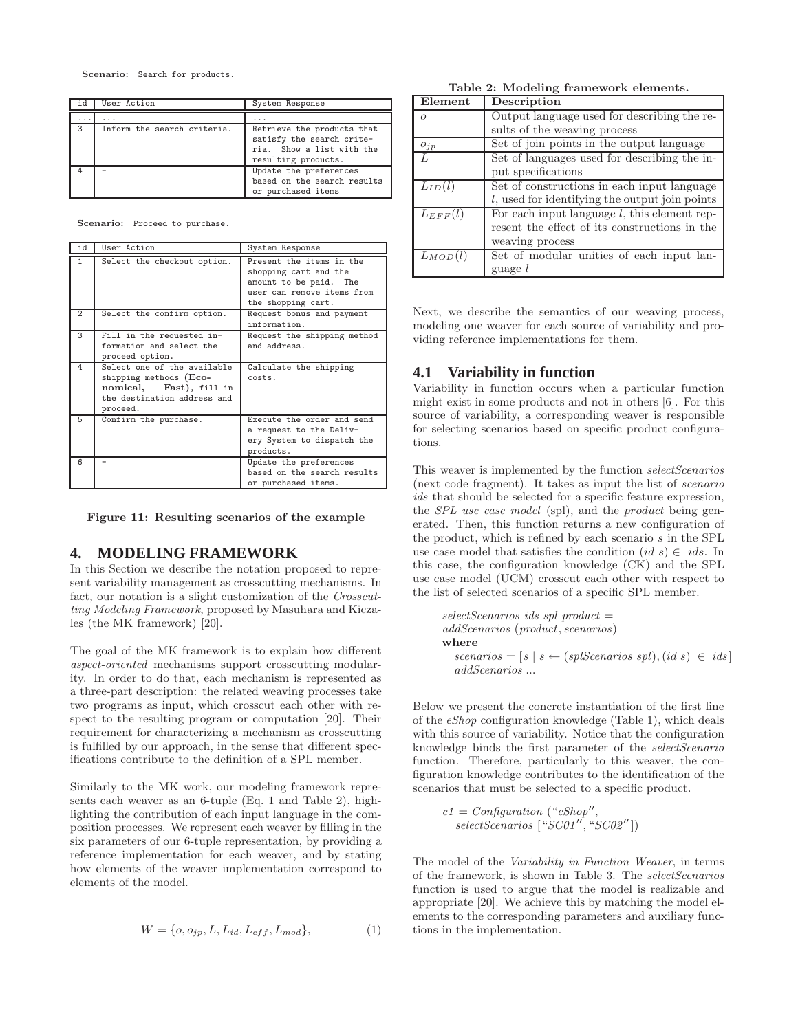**Scenario:** Search for products.

| id | User Action | System Response |
|---|---|---|
| ... | ... | ... |
| 3 | Inform the search criteria. | Retrieve the products that satisfy the search criteria. Show a list with the resulting products. |
| 4 | - | Update the preferences based on the search results or purchased items |

**Scenario:** Proceed to purchase.

| id | User Action | System Response |
|---|---|---|
| 1 | Select the checkout option. | Present the items in the shopping cart and the amount to be paid. The user can remove items from the shopping cart. |
| 2 | Select the confirm option. | Request bonus and payment information. |
| 3 | Fill in the requested information and select the proceed option. | Request the shipping method and address. |
| 4 | Select one of the available shipping methods (**Economical**, **Fast**), fill in the destination address and proceed. | Calculate the shipping costs. |
| 5 | Confirm the purchase. | Execute the order and send a request to the Delivery System to dispatch the products. |
| 6 | - | Update the preferences based on the search results or purchased items. |

**Figure 11: Resulting scenarios of the example**

# 4. MODELING FRAMEWORK

In this Section we describe the notation proposed to represent variability management as crosscutting mechanisms. In fact, our notation is a slight customization of the *Crosscutting Modeling Framework*, proposed by Masuhara and Kiczales (the MK framework) [20].

The goal of the MK framework is to explain how different *aspect-oriented* mechanisms support crosscutting modularity. In order to do that, each mechanism is represented as a three-part description: the related weaving processes take two programs as input, which crosscut each other with respect to the resulting program or computation [20]. Their requirement for characterizing a mechanism as crosscutting is fulfilled by our approach, in the sense that different specifications contribute to the definition of a SPL member.

Similarly to the MK work, our modeling framework represents each weaver as an 6-tuple (Eq. 1 and Table 2), highlighting the contribution of each input language in the composition processes. We represent each weaver by filling in the six parameters of our 6-tuple representation, by providing a reference implementation for each weaver, and by stating how elements of the weaver implementation correspond to elements of the model.

$$W = \{o, o_{jp}, L, L_{id}, L_{eff}, L_{mod}\}, \quad (1)$$

**Table 2: Modeling framework elements.**

| Element | Description |
|---|---|
| $o$ | Output language used for describing the results of the weaving process |
| $o_{jp}$ | Set of join points in the output language |
| $L$ | Set of languages used for describing the input specifications |
| $L_{ID}(l)$ | Set of constructions in each input language $l$, used for identifying the output join points |
| $L_{EFF}(l)$ | For each input language $l$, this element represent the effect of its constructions in the weaving process |
| $L_{MOD}(l)$ | Set of modular unities of each input language $l$ |

Next, we describe the semantics of our weaving process, modeling one weaver for each source of variability and providing reference implementations for them.

## 4.1 Variability in function

Variability in function occurs when a particular function might exist in some products and not in others [6]. For this source of variability, a corresponding weaver is responsible for selecting scenarios based on specific product configurations.

This weaver is implemented by the function *selectScenarios* (next code fragment). It takes as input the list of *scenario ids* that should be selected for a specific feature expression, the *SPL use case model* (spl), and the *product* being generated. Then, this function returns a new configuration of the product, which is refined by each scenario $s$ in the SPL use case model that satisfies the condition $(id\ s) \in ids$. In this case, the configuration knowledge (CK) and the SPL use case model (UCM) crosscut each other with respect to the list of selected scenarios of a specific SPL member.

```
selectScenarios ids spl product =
addScenarios (product, scenarios)
where
  scenarios = [s | s ← (splScenarios spl), (id s) ∈ ids]
  addScenarios ...
```

Below we present the concrete instantiation of the first line of the *eShop* configuration knowledge (Table 1), which deals with this source of variability. Notice that the configuration knowledge binds the first parameter of the *selectScenario* function. Therefore, particularly to this weaver, the configuration knowledge contributes to the identification of the scenarios that must be selected to a specific product.

```
c1 = Configuration ("eShop",
  selectScenarios ["SC01", "SC02"])
```

The model of the *Variability in Function Weaver*, in terms of the framework, is shown in Table 3. The *selectScenarios* function is used to argue that the model is realizable and appropriate [20]. We achieve this by matching the model elements to the corresponding parameters and auxiliary functions in the implementation.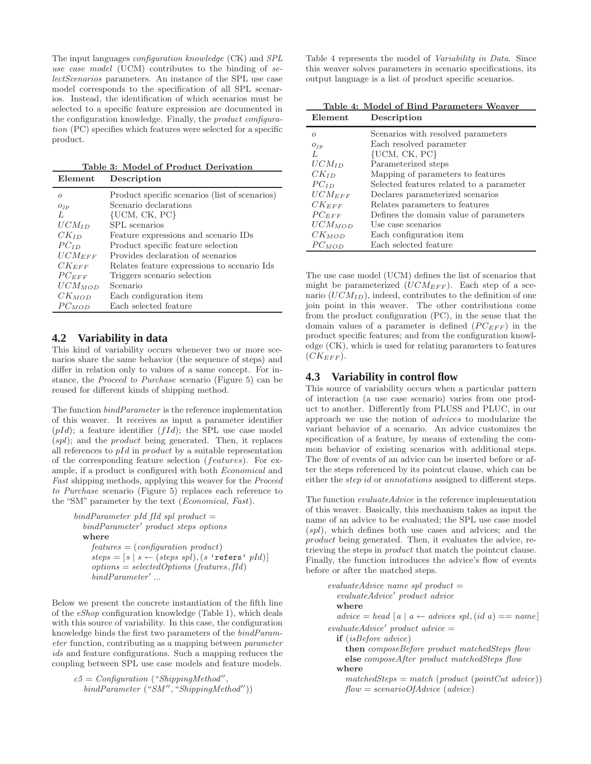The input languages *configuration knowledge* (CK) and *SPL use case model* (UCM) contributes to the binding of *selectScenarios* parameters. An instance of the SPL use case model corresponds to the specification of all SPL scenarios. Instead, the identification of which scenarios must be selected to a specific feature expression are documented in the configuration knowledge. Finally, the *product configuration* (PC) specifies which features were selected for a specific product.

**Table 3: Model of Product Derivation**

| Element | Description |
|---|---|
| $o$ | Product specific scenarios (list of scenarios) |
| $o_{jp}$ | Scenario declarations |
| $L$ | {UCM, CK, PC} |
| $UCM_{ID}$ | SPL scenarios |
| $CK_{ID}$ | Feature expressions and scenario IDs |
| $PC_{ID}$ | Product specific feature selection |
| $UCM_{EFF}$ | Provides declaration of scenarios |
| $CK_{EFF}$ | Relates feature expressions to scenario Ids |
| $PC_{EFF}$ | Triggers scenario selection |
| $UCM_{MOD}$ | Scenario |
| $CK_{MOD}$ | Each configuration item |
| $PC_{MOD}$ | Each selected feature |

## 4.2 Variability in data

This kind of variability occurs whenever two or more scenarios share the same behavior (the sequence of steps) and differ in relation only to values of a same concept. For instance, the *Proceed to Purchase* scenario (Figure 5) can be reused for different kinds of shipping method.

The function *bindParameter* is the reference implementation of this weaver. It receives as input a parameter identifier (*pId*); a feature identifier ($fId$); the SPL use case model (*spl*); and the *product* being generated. Then, it replaces all references to *pId* in *product* by a suitable representation of the corresponding feature selection (*features*). For example, if a product is configured with both *Economical* and *Fast* shipping methods, applying this weaver for the *Proceed to Purchase* scenario (Figure 5) replaces each reference to the "SM" parameter by the text (*Economical, Fast*).

```
bindParameter pId fId spl product =
  bindParameter' product steps options
  where
    features = (configuration product)
    steps = [s | s ← (steps spl), (s 'refers' pId)]
    options = selectedOptions (features, fId)
    bindParameter' ...
```

Below we present the concrete instantiation of the fifth line of the *eShop* configuration knowledge (Table 1), which deals with this source of variability. In this case, the configuration knowledge binds the first two parameters of the *bindParameter* function, contributing as a mapping between *parameter ids* and feature configurations. Such a mapping reduces the coupling between SPL use case models and feature models.

```
c5 = Configuration ("ShippingMethod",
  bindParameter ("SM", "ShippingMethod"))
```

Table 4 represents the model of *Variability in Data*. Since this weaver solves parameters in scenario specifications, its output language is a list of product specific scenarios.

**Table 4: Model of Bind Parameters Weaver**

| Element | Description |
|---|---|
| $o$ | Scenarios with resolved parameters |
| $o_{jp}$ | Each resolved parameter |
| $L$ | {UCM, CK, PC} |
| $UCM_{ID}$ | Parameterized steps |
| $CK_{ID}$ | Mapping of parameters to features |
| $PC_{ID}$ | Selected features related to a parameter |
| $UCM_{EFF}$ | Declares parameterized scenarios |
| $CK_{EFF}$ | Relates parameters to features |
| $PC_{EFF}$ | Defines the domain value of parameters |
| $UCM_{MOD}$ | Use case scenarios |
| $CK_{MOD}$ | Each configuration item |
| $PC_{MOD}$ | Each selected feature |

The use case model (UCM) defines the list of scenarios that might be parameterized ($UCM_{EFF}$). Each step of a scenario ($UCM_{ID}$), indeed, contributes to the definition of one join point in this weaver. The other contributions come from the product configuration (PC), in the sense that the domain values of a parameter is defined ($PC_{EFF}$) in the product specific features; and from the configuration knowledge (CK), which is used for relating parameters to features ($CK_{EFF}$).

## 4.3 Variability in control flow

This source of variability occurs when a particular pattern of interaction (a use case scenario) varies from one product to another. Differently from PLUSS and PLUC, in our approach we use the notion of *advices* to modularize the variant behavior of a scenario. An advice customizes the specification of a feature, by means of extending the common behavior of existing scenarios with additional steps. The flow of events of an advice can be inserted before or after the steps referenced by its pointcut clause, which can be either the *step id* or *annotations* assigned to different steps.

The function *evaluateAdvice* is the reference implementation of this weaver. Basically, this mechanism takes as input the name of an advice to be evaluated; the SPL use case model (*spl*), which defines both use cases and advices; and the *product* being generated. Then, it evaluates the advice, retrieving the steps in *product* that match the pointcut clause. Finally, the function introduces the advice's flow of events before or after the matched steps.

```
evaluateAdvice name spl product =
  evaluateAdvice' product advice
  where
    advice = head [a | a ← advices spl, (id a) == name]
evaluateAdvice' product advice =
  if (isBefore advice)
    then composeBefore product matchedSteps flow
    else composeAfter product matchedSteps flow
  where
    matchedSteps = match (product (pointCut advice))
    flow = scenarioOfAdvice (advice)
```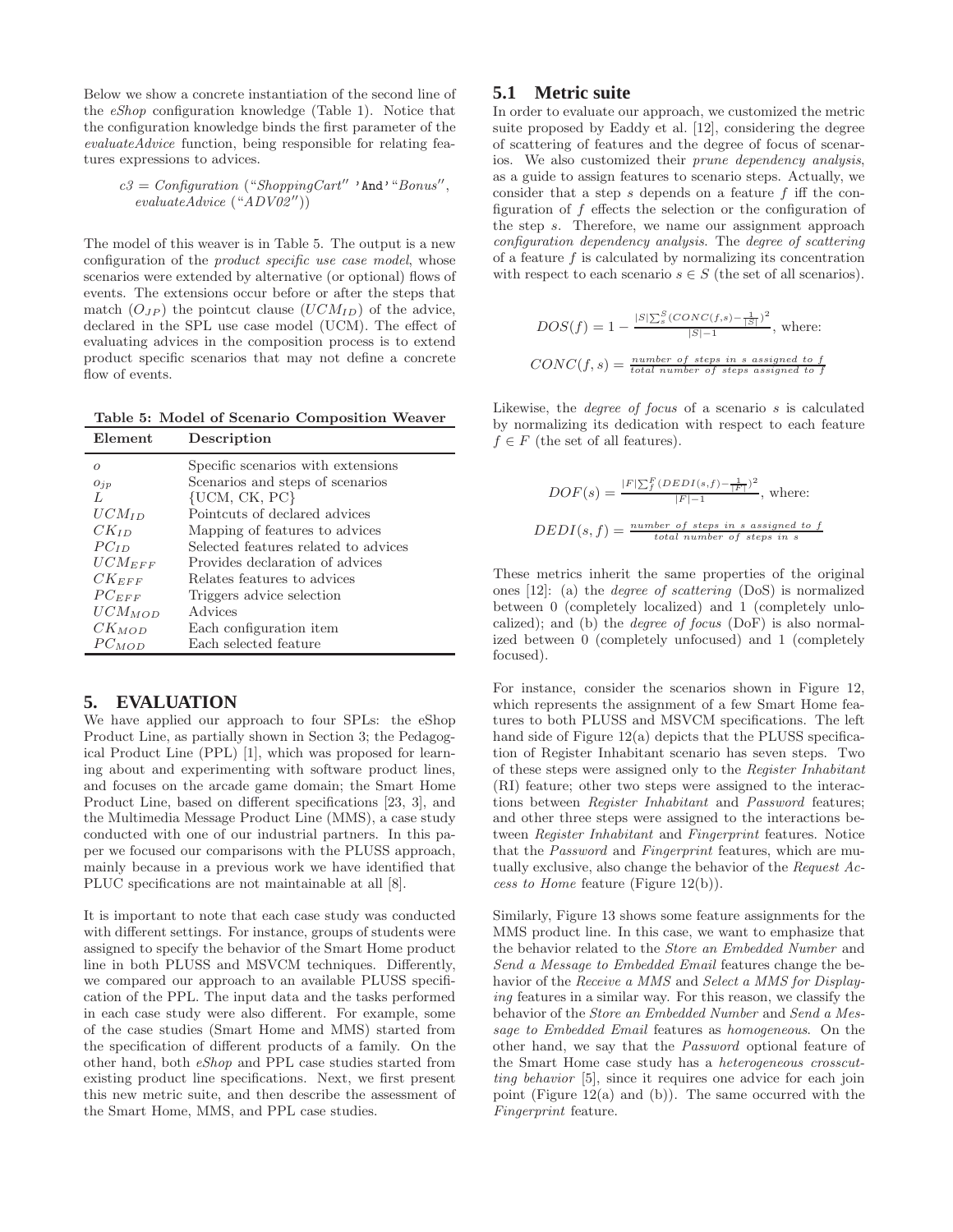Below we show a concrete instantiation of the second line of the *eShop* configuration knowledge (Table 1). Notice that the configuration knowledge binds the first parameter of the *evaluateAdvice* function, being responsible for relating features expressions to advices.

$$c3 = Configuration\ (\text{"}ShoppingCart\text{"}\ \texttt{'And'}\ \text{"}Bonus\text{"},\ evaluateAdvice\ (\text{"}ADV02\text{"}))$$

The model of this weaver is in Table 5. The output is a new configuration of the *product specific use case model*, whose scenarios were extended by alternative (or optional) flows of events. The extensions occur before or after the steps that match ($O_{JP}$) the pointcut clause ($UCM_{ID}$) of the advice, declared in the SPL use case model (UCM). The effect of evaluating advices in the composition process is to extend product specific scenarios that may not define a concrete flow of events.

**Table 5: Model of Scenario Composition Weaver**

| Element | Description |
|---|---|
| $o$ | Specific scenarios with extensions |
| $o_{jp}$ | Scenarios and steps of scenarios |
| $L$ | {UCM, CK, PC} |
| $UCM_{ID}$ | Pointcuts of declared advices |
| $CK_{ID}$ | Mapping of features to advices |
| $PC_{ID}$ | Selected features related to advices |
| $UCM_{EFF}$ | Provides declaration of advices |
| $CK_{EFF}$ | Relates features to advices |
| $PC_{EFF}$ | Triggers advice selection |
| $UCM_{MOD}$ | Advices |
| $CK_{MOD}$ | Each configuration item |
| $PC_{MOD}$ | Each selected feature |

# 5. EVALUATION

We have applied our approach to four SPLs: the eShop Product Line, as partially shown in Section 3; the Pedagogical Product Line (PPL) [1], which was proposed for learning about and experimenting with software product lines, and focuses on the arcade game domain; the Smart Home Product Line, based on different specifications [23, 3], and the Multimedia Message Product Line (MMS), a case study conducted with one of our industrial partners. In this paper we focused our comparisons with the PLUSS approach, mainly because in a previous work we have identified that PLUC specifications are not maintainable at all [8].

It is important to note that each case study was conducted with different settings. For instance, groups of students were assigned to specify the behavior of the Smart Home product line in both PLUSS and MSVCM techniques. Differently, we compared our approach to an available PLUSS specification of the PPL. The input data and the tasks performed in each case study were also different. For example, some of the case studies (Smart Home and MMS) started from the specification of different products of a family. On the other hand, both *eShop* and PPL case studies started from existing product line specifications. Next, we first present this new metric suite, and then describe the assessment of the Smart Home, MMS, and PPL case studies.

## 5.1 Metric suite

In order to evaluate our approach, we customized the metric suite proposed by Eaddy et al. [12], considering the degree of scattering of features and the degree of focus of scenarios. We also customized their *prune dependency analysis*, as a guide to assign features to scenario steps. Actually, we consider that a step $s$ depends on a feature $f$ iff the configuration of $f$ effects the selection or the configuration of the step $s$. Therefore, we name our assignment approach *configuration dependency analysis*. The *degree of scattering* of a feature $f$ is calculated by normalizing its concentration with respect to each scenario $s \in S$ (the set of all scenarios).

$$DOS(f) = 1 - \frac{|S|\sum_s^S (CONC(f,s) - \frac{1}{|S|})^2}{|S|-1}, \text{ where:}$$

$$CONC(f,s) = \frac{\textit{number of steps in s assigned to f}}{\textit{total number of steps assigned to f}}$$

Likewise, the *degree of focus* of a scenario $s$ is calculated by normalizing its dedication with respect to each feature $f \in F$ (the set of all features).

$$DOF(s) = \frac{|F|\sum_f^F (DEDI(s,f) - \frac{1}{|F|})^2}{|F|-1}, \text{ where:}$$

$$DEDI(s,f) = \frac{\textit{number of steps in s assigned to f}}{\textit{total number of steps in s}}$$

These metrics inherit the same properties of the original ones [12]: (a) the *degree of scattering* (DoS) is normalized between 0 (completely localized) and 1 (completely unlocalized); and (b) the *degree of focus* (DoF) is also normalized between 0 (completely unfocused) and 1 (completely focused).

For instance, consider the scenarios shown in Figure 12, which represents the assignment of a few Smart Home features to both PLUSS and MSVCM specifications. The left hand side of Figure 12(a) depicts that the PLUSS specification of Register Inhabitant scenario has seven steps. Two of these steps were assigned only to the *Register Inhabitant* (RI) feature; other two steps were assigned to the interactions between *Register Inhabitant* and *Password* features; and other three steps were assigned to the interactions between *Register Inhabitant* and *Fingerprint* features. Notice that the *Password* and *Fingerprint* features, which are mutually exclusive, also change the behavior of the *Request Access to Home* feature (Figure 12(b)).

Similarly, Figure 13 shows some feature assignments for the MMS product line. In this case, we want to emphasize that the behavior related to the *Store an Embedded Number* and *Send a Message to Embedded Email* features change the behavior of the *Receive a MMS* and *Select a MMS for Displaying* features in a similar way. For this reason, we classify the behavior of the *Store an Embedded Number* and *Send a Message to Embedded Email* features as *homogeneous*. On the other hand, we say that the *Password* optional feature of the Smart Home case study has a *heterogeneous crosscutting behavior* [5], since it requires one advice for each join point (Figure 12(a) and (b)). The same occurred with the *Fingerprint* feature.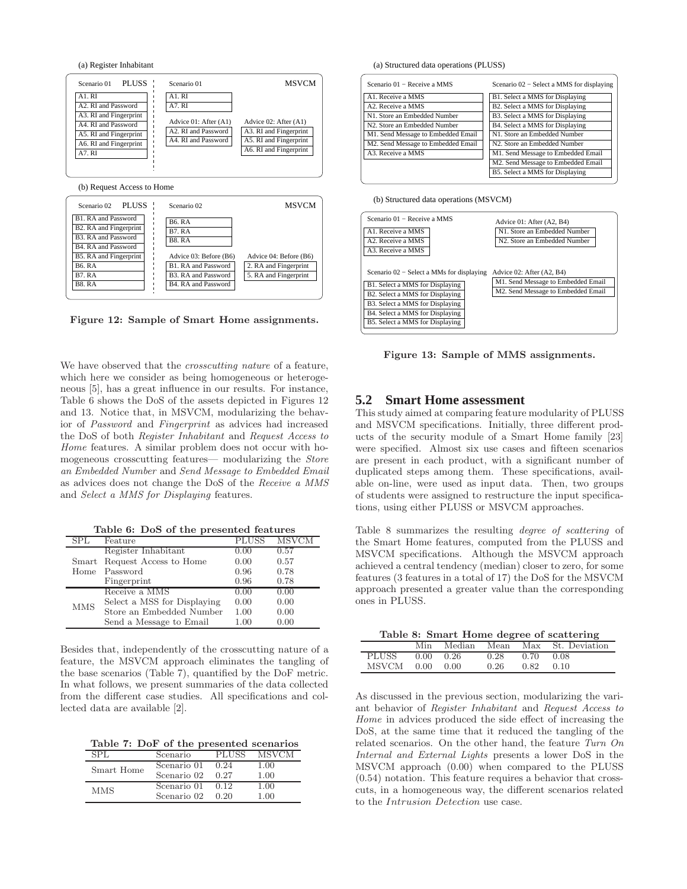(a) Register Inhabitant

| Scenario 01 PLUSS | Scenario 01 MSVCM | |
|---|---|---|
| A1. RI | A1. RI | |
| A2. RI and Password | A7. RI | |
| A3. RI and Fingerprint | Advice 01: After (A1) | Advice 02: After (A1) |
| A4. RI and Password | A2. RI and Password | A3. RI and Fingerprint |
| A5. RI and Fingerprint | A4. RI and Password | A5. RI and Fingerprint |
| A6. RI and Fingerprint | | A6. RI and Fingerprint |
| A7. RI | | |

(b) Request Access to Home

| Scenario 02 PLUSS | Scenario 02 MSVCM | |
|---|---|---|
| B1. RA and Password | B6. RA | |
| B2. RA and Fingerprint | B7. RA | |
| B3. RA and Password | B8. RA | |
| B4. RA and Password | | |
| B5. RA and Fingerprint | Advice 03: Before (B6) | Advice 04: Before (B6) |
| B6. RA | B1. RA and Password | 2. RA and Fingerprint |
| B7. RA | B3. RA and Password | 5. RA and Fingerprint |
| B8. RA | B4. RA and Password | |

**Figure 12: Sample of Smart Home assignments.**

(a) Structured data operations (PLUSS)

| Scenario 01 − Receive a MMS | Scenario 02 − Select a MMS for displaying |
|---|---|
| A1. Receive a MMS | B1. Select a MMS for Displaying |
| A2. Receive a MMS | B2. Select a MMS for Displaying |
| N1. Store an Embedded Number | B3. Select a MMS for Displaying |
| N2. Store an Embedded Number | B4. Select a MMS for Displaying |
| M1. Send Message to Embedded Email | N1. Store an Embedded Number |
| M2. Send Message to Embedded Email | N2. Store an Embedded Number |
| A3. Receive a MMS | M1. Send Message to Embedded Email |
| | M2. Send Message to Embedded Email |
| | B5. Select a MMS for Displaying |

(b) Structured data operations (MSVCM)

| Scenario 01 − Receive a MMS | Advice 01: After (A2, B4) |
|---|---|
| A1. Receive a MMS | N1. Store an Embedded Number |
| A2. Receive a MMS | N2. Store an Embedded Number |
| A3. Receive a MMS | |

| Scenario 02 − Select a MMs for displaying | Advice 02: After (A2, B4) |
|---|---|
| B1. Select a MMS for Displaying | M1. Send Message to Embedded Email |
| B2. Select a MMS for Displaying | M2. Send Message to Embedded Email |
| B3. Select a MMS for Displaying | |
| B4. Select a MMS for Displaying | |
| B5. Select a MMS for Displaying | |

**Figure 13: Sample of MMS assignments.**

We have observed that the *crosscutting nature* of a feature, which here we consider as being homogeneous or heterogeneous [5], has a great influence in our results. For instance, Table 6 shows the DoS of the assets depicted in Figures 12 and 13. Notice that, in MSVCM, modularizing the behavior of *Password* and *Fingerprint* as advices had increased the DoS of both *Register Inhabitant* and *Request Access to Home* features. A similar problem does not occur with homogeneous crosscutting features— modularizing the *Store an Embedded Number* and *Send Message to Embedded Email* as advices does not change the DoS of the *Receive a MMS* and *Select a MMS for Displaying* features.

**Table 6: DoS of the presented features**

| SPL | Feature | PLUSS | MSVCM |
|---|---|---|---|
| Smart Home | Register Inhabitant | 0.00 | 0.57 |
| | Request Access to Home | 0.00 | 0.57 |
| | Password | 0.96 | 0.78 |
| | Fingerprint | 0.96 | 0.78 |
| MMS | Receive a MMS | 0.00 | 0.00 |
| | Select a MSS for Displaying | 0.00 | 0.00 |
| | Store an Embedded Number | 1.00 | 0.00 |
| | Send a Message to Email | 1.00 | 0.00 |

Besides that, independently of the crosscutting nature of a feature, the MSVCM approach eliminates the tangling of the base scenarios (Table 7), quantified by the DoF metric. In what follows, we present summaries of the data collected from the different case studies. All specifications and collected data are available [2].

**Table 7: DoF of the presented scenarios**

| SPL | Scenario | PLUSS | MSVCM |
|---|---|---|---|
| Smart Home | Scenario 01 | 0.24 | 1.00 |
| | Scenario 02 | 0.27 | 1.00 |
| MMS | Scenario 01 | 0.12 | 1.00 |
| | Scenario 02 | 0.20 | 1.00 |

## 5.2 Smart Home assessment

This study aimed at comparing feature modularity of PLUSS and MSVCM specifications. Initially, three different products of the security module of a Smart Home family [23] were specified. Almost six use cases and fifteen scenarios are present in each product, with a significant number of duplicated steps among them. These specifications, available on-line, were used as input data. Then, two groups of students were assigned to restructure the input specifications, using either PLUSS or MSVCM approaches.

Table 8 summarizes the resulting *degree of scattering* of the Smart Home features, computed from the PLUSS and MSVCM specifications. Although the MSVCM approach achieved a central tendency (median) closer to zero, for some features (3 features in a total of 17) the DoS for the MSVCM approach presented a greater value than the corresponding ones in PLUSS.

**Table 8: Smart Home degree of scattering**

| | Min | Median | Mean | Max | St. Deviation |
|---|---|---|---|---|---|
| PLUSS | 0.00 | 0.26 | 0.28 | 0.70 | 0.08 |
| MSVCM | 0.00 | 0.00 | 0.26 | 0.82 | 0.10 |

As discussed in the previous section, modularizing the variant behavior of *Register Inhabitant* and *Request Access to Home* in advices produced the side effect of increasing the DoS, at the same time that it reduced the tangling of the related scenarios. On the other hand, the feature *Turn On Internal and External Lights* presents a lower DoS in the MSVCM approach (0.00) when compared to the PLUSS (0.54) notation. This feature requires a behavior that crosscuts, in a homogeneous way, the different scenarios related to the *Intrusion Detection* use case.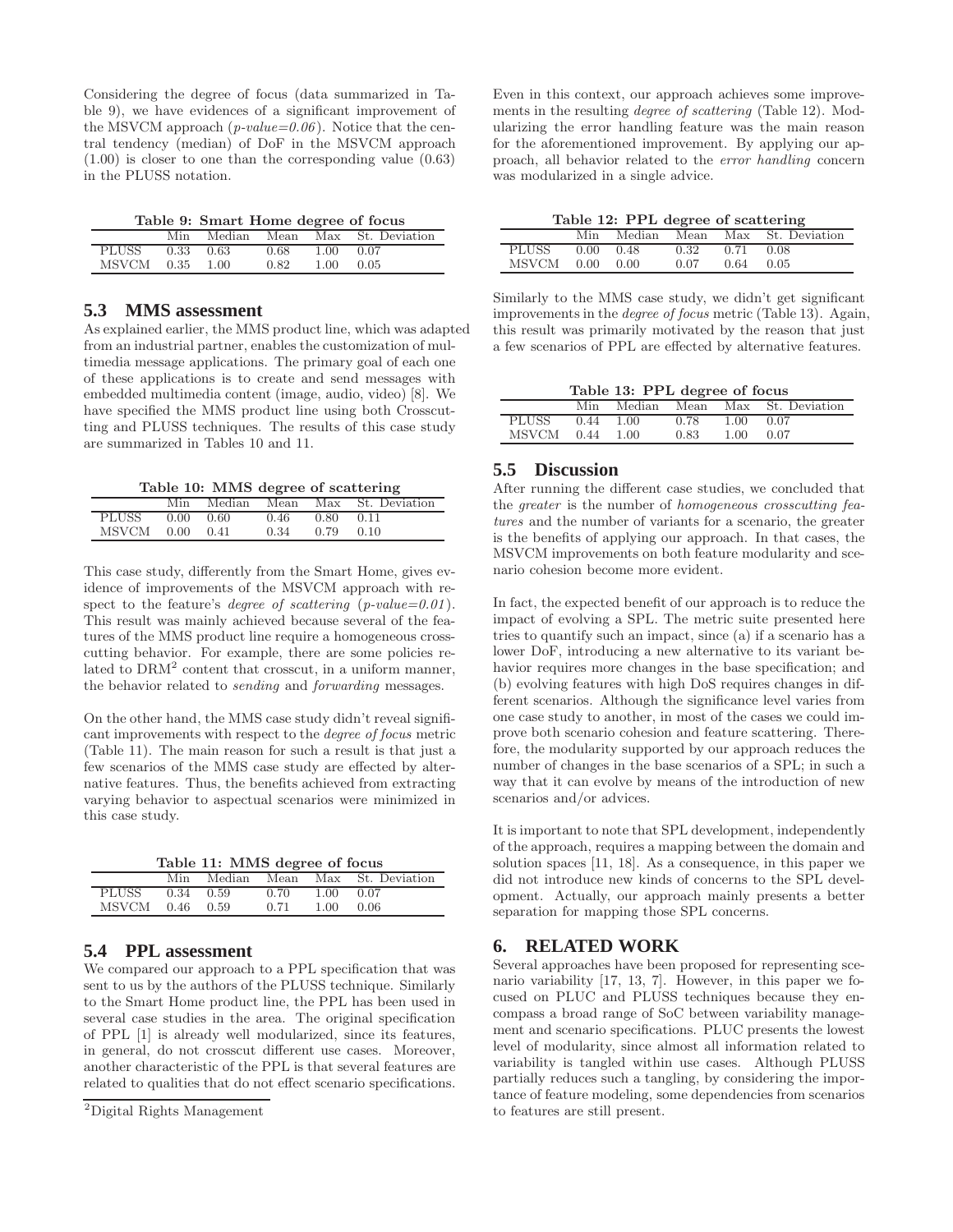Considering the degree of focus (data summarized in Table 9), we have evidences of a significant improvement of the MSVCM approach (*p-value=0.06*). Notice that the central tendency (median) of DoF in the MSVCM approach (1.00) is closer to one than the corresponding value (0.63) in the PLUSS notation.

**Table 9: Smart Home degree of focus**

| | Min | Median | Mean | Max | St. Deviation |
|---|---|---|---|---|---|
| PLUSS | 0.33 | 0.63 | 0.68 | 1.00 | 0.07 |
| MSVCM | 0.35 | 1.00 | 0.82 | 1.00 | 0.05 |

### 5.3 MMS assessment

As explained earlier, the MMS product line, which was adapted from an industrial partner, enables the customization of multimedia message applications. The primary goal of each one of these applications is to create and send messages with embedded multimedia content (image, audio, video) [8]. We have specified the MMS product line using both Crosscutting and PLUSS techniques. The results of this case study are summarized in Tables 10 and 11.

**Table 10: MMS degree of scattering**

| | Min | Median | Mean | Max | St. Deviation |
|---|---|---|---|---|---|
| PLUSS | 0.00 | 0.60 | 0.46 | 0.80 | 0.11 |
| MSVCM | 0.00 | 0.41 | 0.34 | 0.79 | 0.10 |

This case study, differently from the Smart Home, gives evidence of improvements of the MSVCM approach with respect to the feature's *degree of scattering* (*p-value=0.01*). This result was mainly achieved because several of the features of the MMS product line require a homogeneous crosscutting behavior. For example, there are some policies related to DRM[2] content that crosscut, in a uniform manner, the behavior related to *sending* and *forwarding* messages.

On the other hand, the MMS case study didn't reveal significant improvements with respect to the *degree of focus* metric (Table 11). The main reason for such a result is that just a few scenarios of the MMS case study are effected by alternative features. Thus, the benefits achieved from extracting varying behavior to aspectual scenarios were minimized in this case study.

**Table 11: MMS degree of focus**

| | Min | Median | Mean | Max | St. Deviation |
|---|---|---|---|---|---|
| PLUSS | 0.34 | 0.59 | 0.70 | 1.00 | 0.07 |
| MSVCM | 0.46 | 0.59 | 0.71 | 1.00 | 0.06 |

### 5.4 PPL assessment

We compared our approach to a PPL specification that was sent to us by the authors of the PLUSS technique. Similarly to the Smart Home product line, the PPL has been used in several case studies in the area. The original specification of PPL [1] is already well modularized, since its features, in general, do not crosscut different use cases. Moreover, another characteristic of the PPL is that several features are related to qualities that do not effect scenario specifications.

[2]Digital Rights Management

Even in this context, our approach achieves some improvements in the resulting *degree of scattering* (Table 12). Modularizing the error handling feature was the main reason for the aforementioned improvement. By applying our approach, all behavior related to the *error handling* concern was modularized in a single advice.

**Table 12: PPL degree of scattering**

| | Min | Median | Mean | Max | St. Deviation |
|---|---|---|---|---|---|
| PLUSS | 0.00 | 0.48 | 0.32 | 0.71 | 0.08 |
| MSVCM | 0.00 | 0.00 | 0.07 | 0.64 | 0.05 |

Similarly to the MMS case study, we didn't get significant improvements in the *degree of focus* metric (Table 13). Again, this result was primarily motivated by the reason that just a few scenarios of PPL are effected by alternative features.

**Table 13: PPL degree of focus**

| | Min | Median | Mean | Max | St. Deviation |
|---|---|---|---|---|---|
| PLUSS | 0.44 | 1.00 | 0.78 | 1.00 | 0.07 |
| MSVCM | 0.44 | 1.00 | 0.83 | 1.00 | 0.07 |

### 5.5 Discussion

After running the different case studies, we concluded that the *greater* is the number of *homogeneous crosscutting features* and the number of variants for a scenario, the greater is the benefits of applying our approach. In that cases, the MSVCM improvements on both feature modularity and scenario cohesion become more evident.

In fact, the expected benefit of our approach is to reduce the impact of evolving a SPL. The metric suite presented here tries to quantify such an impact, since (a) if a scenario has a lower DoF, introducing a new alternative to its variant behavior requires more changes in the base specification; and (b) evolving features with high DoS requires changes in different scenarios. Although the significance level varies from one case study to another, in most of the cases we could improve both scenario cohesion and feature scattering. Therefore, the modularity supported by our approach reduces the number of changes in the base scenarios of a SPL; in such a way that it can evolve by means of the introduction of new scenarios and/or advices.

It is important to note that SPL development, independently of the approach, requires a mapping between the domain and solution spaces [11, 18]. As a consequence, in this paper we did not introduce new kinds of concerns to the SPL development. Actually, our approach mainly presents a better separation for mapping those SPL concerns.

## 6. RELATED WORK

Several approaches have been proposed for representing scenario variability [17, 13, 7]. However, in this paper we focused on PLUC and PLUSS techniques because they encompass a broad range of SoC between variability management and scenario specifications. PLUC presents the lowest level of modularity, since almost all information related to variability is tangled within use cases. Although PLUSS partially reduces such a tangling, by considering the importance of feature modeling, some dependencies from scenarios to features are still present.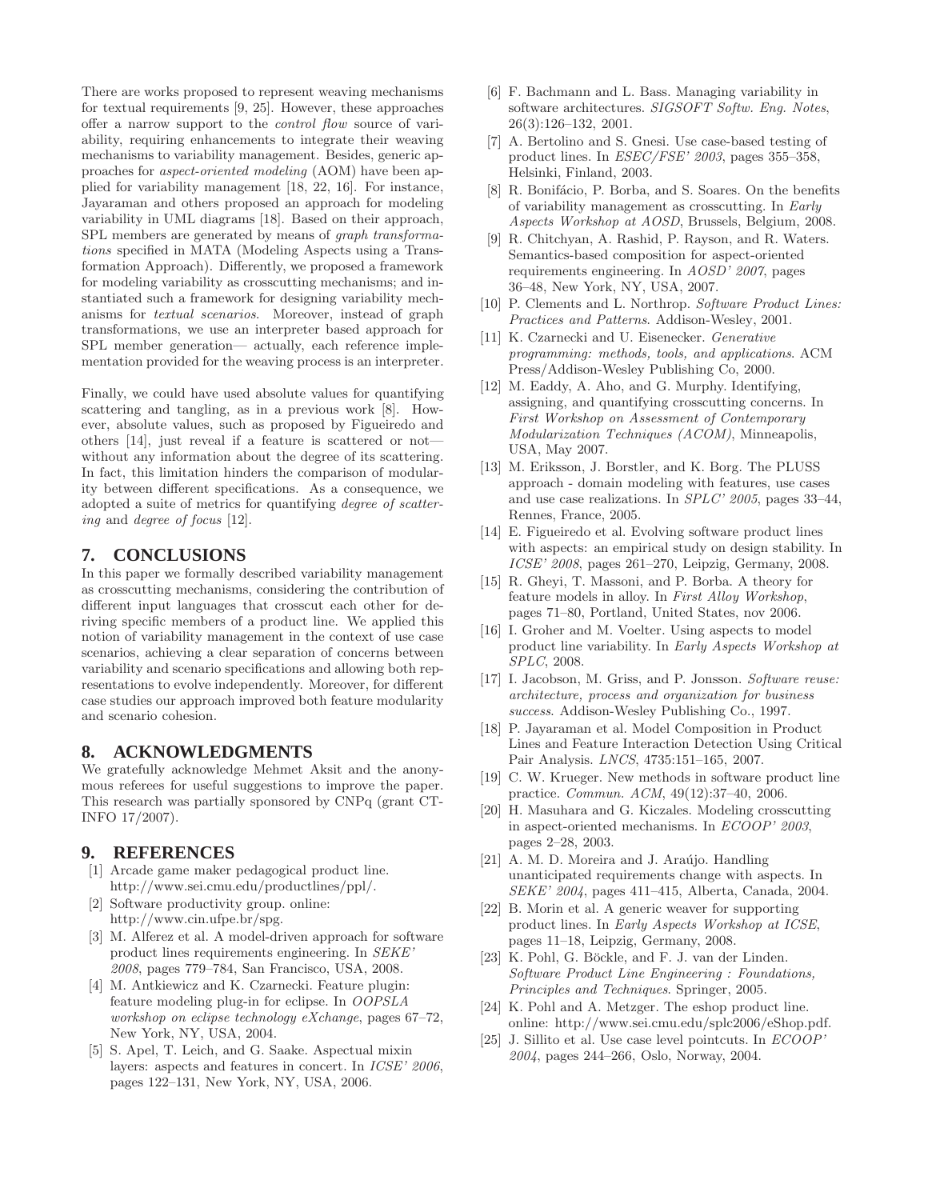There are works proposed to represent weaving mechanisms for textual requirements [9, 25]. However, these approaches offer a narrow support to the *control flow* source of variability, requiring enhancements to integrate their weaving mechanisms to variability management. Besides, generic approaches for *aspect-oriented modeling* (AOM) have been applied for variability management [18, 22, 16]. For instance, Jayaraman and others proposed an approach for modeling variability in UML diagrams [18]. Based on their approach, SPL members are generated by means of *graph transformations* specified in MATA (Modeling Aspects using a Transformation Approach). Differently, we proposed a framework for modeling variability as crosscutting mechanisms; and instantiated such a framework for designing variability mechanisms for *textual scenarios*. Moreover, instead of graph transformations, we use an interpreter based approach for SPL member generation— actually, each reference implementation provided for the weaving process is an interpreter.

Finally, we could have used absolute values for quantifying scattering and tangling, as in a previous work [8]. However, absolute values, such as proposed by Figueiredo and others [14], just reveal if a feature is scattered or not— without any information about the degree of its scattering. In fact, this limitation hinders the comparison of modularity between different specifications. As a consequence, we adopted a suite of metrics for quantifying *degree of scattering* and *degree of focus* [12].

## 7. CONCLUSIONS

In this paper we formally described variability management as crosscutting mechanisms, considering the contribution of different input languages that crosscut each other for deriving specific members of a product line. We applied this notion of variability management in the context of use case scenarios, achieving a clear separation of concerns between variability and scenario specifications and allowing both representations to evolve independently. Moreover, for different case studies our approach improved both feature modularity and scenario cohesion.

## 8. ACKNOWLEDGMENTS

We gratefully acknowledge Mehmet Aksit and the anonymous referees for useful suggestions to improve the paper. This research was partially sponsored by CNPq (grant CT-INFO 17/2007).

## 9. REFERENCES

[1] Arcade game maker pedagogical product line. http://www.sei.cmu.edu/productlines/ppl/.

[2] Software productivity group. online: http://www.cin.ufpe.br/spg.

[3] M. Alferez et al. A model-driven approach for software product lines requirements engineering. In *SEKE' 2008*, pages 779–784, San Francisco, USA, 2008.

[4] M. Antkiewicz and K. Czarnecki. Feature plugin: feature modeling plug-in for eclipse. In *OOPSLA workshop on eclipse technology eXchange*, pages 67–72, New York, NY, USA, 2004.

[5] S. Apel, T. Leich, and G. Saake. Aspectual mixin layers: aspects and features in concert. In *ICSE' 2006*, pages 122–131, New York, NY, USA, 2006.

[6] F. Bachmann and L. Bass. Managing variability in software architectures. *SIGSOFT Softw. Eng. Notes*, 26(3):126–132, 2001.

[7] A. Bertolino and S. Gnesi. Use case-based testing of product lines. In *ESEC/FSE' 2003*, pages 355–358, Helsinki, Finland, 2003.

[8] R. Bonifácio, P. Borba, and S. Soares. On the benefits of variability management as crosscutting. In *Early Aspects Workshop at AOSD*, Brussels, Belgium, 2008.

[9] R. Chitchyan, A. Rashid, P. Rayson, and R. Waters. Semantics-based composition for aspect-oriented requirements engineering. In *AOSD' 2007*, pages 36–48, New York, NY, USA, 2007.

[10] P. Clements and L. Northrop. *Software Product Lines: Practices and Patterns*. Addison-Wesley, 2001.

[11] K. Czarnecki and U. Eisenecker. *Generative programming: methods, tools, and applications*. ACM Press/Addison-Wesley Publishing Co, 2000.

[12] M. Eaddy, A. Aho, and G. Murphy. Identifying, assigning, and quantifying crosscutting concerns. In *First Workshop on Assessment of Contemporary Modularization Techniques (ACOM)*, Minneapolis, USA, May 2007.

[13] M. Eriksson, J. Borstler, and K. Borg. The PLUSS approach - domain modeling with features, use cases and use case realizations. In *SPLC' 2005*, pages 33–44, Rennes, France, 2005.

[14] E. Figueiredo et al. Evolving software product lines with aspects: an empirical study on design stability. In *ICSE' 2008*, pages 261–270, Leipzig, Germany, 2008.

[15] R. Gheyi, T. Massoni, and P. Borba. A theory for feature models in alloy. In *First Alloy Workshop*, pages 71–80, Portland, United States, nov 2006.

[16] I. Groher and M. Voelter. Using aspects to model product line variability. In *Early Aspects Workshop at SPLC*, 2008.

[17] I. Jacobson, M. Griss, and P. Jonsson. *Software reuse: architecture, process and organization for business success*. Addison-Wesley Publishing Co., 1997.

[18] P. Jayaraman et al. Model Composition in Product Lines and Feature Interaction Detection Using Critical Pair Analysis. *LNCS*, 4735:151–165, 2007.

[19] C. W. Krueger. New methods in software product line practice. *Commun. ACM*, 49(12):37–40, 2006.

[20] H. Masuhara and G. Kiczales. Modeling crosscutting in aspect-oriented mechanisms. In *ECOOP' 2003*, pages 2–28, 2003.

[21] A. M. D. Moreira and J. Araújo. Handling unanticipated requirements change with aspects. In *SEKE' 2004*, pages 411–415, Alberta, Canada, 2004.

[22] B. Morin et al. A generic weaver for supporting product lines. In *Early Aspects Workshop at ICSE*, pages 11–18, Leipzig, Germany, 2008.

[23] K. Pohl, G. Böckle, and F. J. van der Linden. *Software Product Line Engineering : Foundations, Principles and Techniques*. Springer, 2005.

[24] K. Pohl and A. Metzger. The eshop product line. online: http://www.sei.cmu.edu/splc2006/eShop.pdf.

[25] J. Sillito et al. Use case level pointcuts. In *ECOOP' 2004*, pages 244–266, Oslo, Norway, 2004.